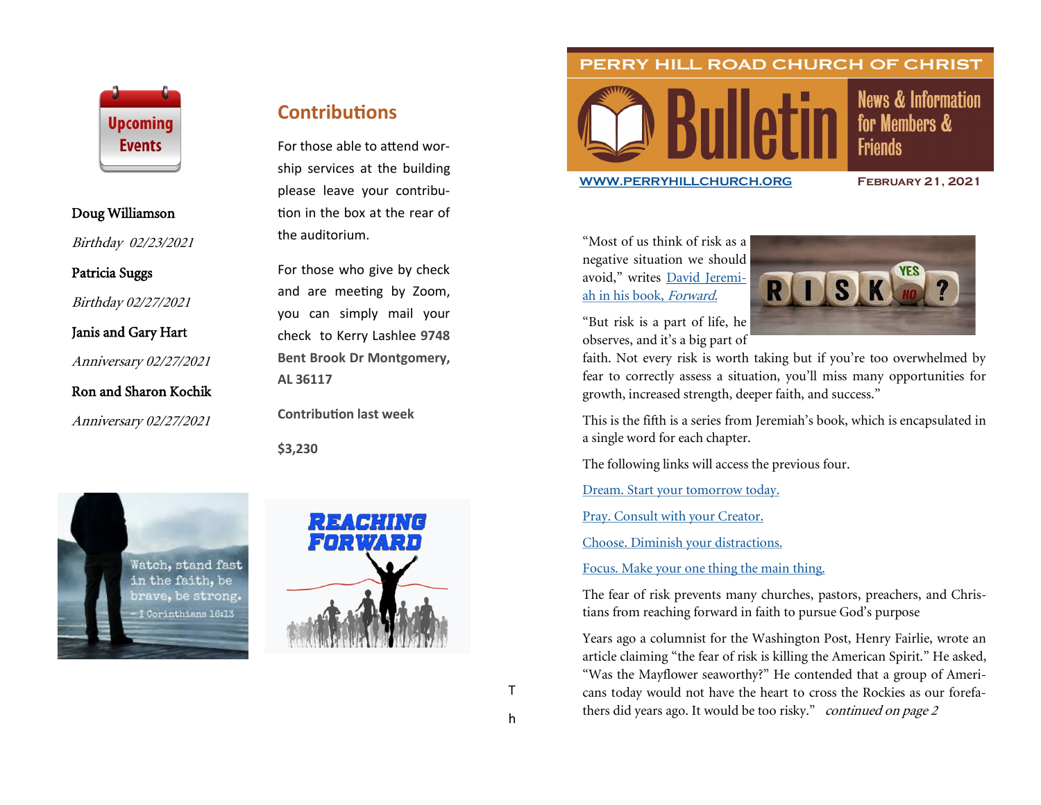# Upcoming Events

**Doug Williamson**

*Birthday 02/23/2021*

**Patricia Suggs**

*Birthday 02/27/2021*

**Janis and Gary Hart**

*Anniversary 02/27/2021*

**Ron and Sharon Kochik**

*Anniversary 02/27/2021*

## Contributions

For those able to attend worship services at the building please leave your contribution in the box at the rear of the auditorium.

For those who give by check and are meeting by Zoom, you can simply mail your check to Kerry Lashlee **9748 Bent Brook Dr Montgomery, AL 36117**

**Contribution last week**

**$3,230**

Watch, stand fast in the faith, be brave, be strong. —I Corinthians 16:13

REACHING FORWARD

T

h

# PERRY HILL ROAD CHURCH OF CHRIST

# Bulletin

News & Information for Members & Friends

WWW.PERRYHILLCHURCH.ORG

FEBRUARY 21, 2021

"Most of us think of risk as a negative situation we should avoid," writes David Jeremiah in his book, *Forward.*

"But risk is a part of life, he observes, and it's a big part of faith. Not every risk is worth taking but if you're too overwhelmed by fear to correctly assess a situation, you'll miss many opportunities for growth, increased strength, deeper faith, and success."

This is the fifth is a series from Jeremiah's book, which is encapsulated in a single word for each chapter.

The following links will access the previous four.

Dream. Start your tomorrow today.

Pray. Consult with your Creator.

Choose. Diminish your distractions.

Focus. Make your one thing the main thing.

The fear of risk prevents many churches, pastors, preachers, and Christians from reaching forward in faith to pursue God's purpose

Years ago a columnist for the Washington Post, Henry Fairlie, wrote an article claiming "the fear of risk is killing the American Spirit." He asked, "Was the Mayflower seaworthy?" He contended that a group of Americans today would not have the heart to cross the Rockies as our forefathers did years ago. It would be too risky." *continued on page 2*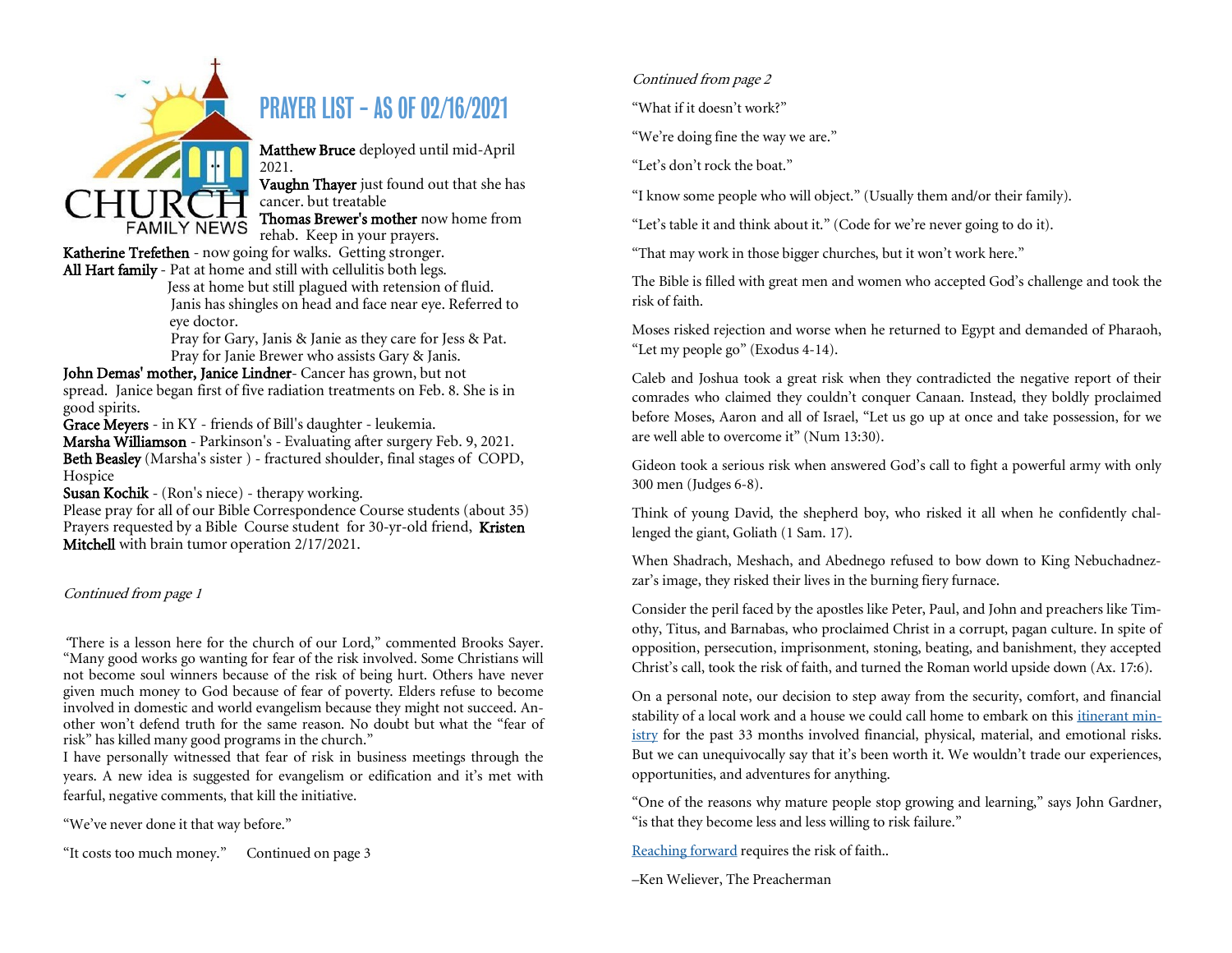CHURCH FAMILY NEWS

# PRAYER LIST – AS OF 02/16/2021

**Matthew Bruce** deployed until mid-April 2021.
**Vaughn Thayer** just found out that she has cancer. but treatable
**Thomas Brewer's mother** now home from rehab. Keep in your prayers.
**Katherine Trefethen** - now going for walks. Getting stronger.
**All Hart family** - Pat at home and still with cellulitis both legs.
Jess at home but still plagued with retension of fluid.
Janis has shingles on head and face near eye. Referred to eye doctor.
Pray for Gary, Janis & Janie as they care for Jess & Pat.
Pray for Janie Brewer who assists Gary & Janis.
**John Demas' mother, Janice Lindner**- Cancer has grown, but not spread. Janice began first of five radiation treatments on Feb. 8. She is in good spirits.
**Grace Meyers** - in KY - friends of Bill's daughter - leukemia.
**Marsha Williamson** - Parkinson's - Evaluating after surgery Feb. 9, 2021.
**Beth Beasley** (Marsha's sister ) - fractured shoulder, final stages of COPD, Hospice
**Susan Kochik** - (Ron's niece) - therapy working.
Please pray for all of our Bible Correspondence Course students (about 35)
Prayers requested by a Bible Course student for 30-yr-old friend, **Kristen Mitchell** with brain tumor operation 2/17/2021.

*Continued from page 1*

"There is a lesson here for the church of our Lord," commented Brooks Sayer. "Many good works go wanting for fear of the risk involved. Some Christians will not become soul winners because of the risk of being hurt. Others have never given much money to God because of fear of poverty. Elders refuse to become involved in domestic and world evangelism because they might not succeed. Another won't defend truth for the same reason. No doubt but what the "fear of risk" has killed many good programs in the church."

I have personally witnessed that fear of risk in business meetings through the years. A new idea is suggested for evangelism or edification and it's met with fearful, negative comments, that kill the initiative.

"We've never done it that way before."

"It costs too much money." Continued on page 3

*Continued from page 2*

"What if it doesn't work?"

"We're doing fine the way we are."

"Let's don't rock the boat."

"I know some people who will object." (Usually them and/or their family).

"Let's table it and think about it." (Code for we're never going to do it).

"That may work in those bigger churches, but it won't work here."

The Bible is filled with great men and women who accepted God's challenge and took the risk of faith.

Moses risked rejection and worse when he returned to Egypt and demanded of Pharaoh, "Let my people go" (Exodus 4-14).

Caleb and Joshua took a great risk when they contradicted the negative report of their comrades who claimed they couldn't conquer Canaan. Instead, they boldly proclaimed before Moses, Aaron and all of Israel, "Let us go up at once and take possession, for we are well able to overcome it" (Num 13:30).

Gideon took a serious risk when answered God's call to fight a powerful army with only 300 men (Judges 6-8).

Think of young David, the shepherd boy, who risked it all when he confidently challenged the giant, Goliath (1 Sam. 17).

When Shadrach, Meshach, and Abednego refused to bow down to King Nebuchadnezzar's image, they risked their lives in the burning fiery furnace.

Consider the peril faced by the apostles like Peter, Paul, and John and preachers like Timothy, Titus, and Barnabas, who proclaimed Christ in a corrupt, pagan culture. In spite of opposition, persecution, imprisonment, stoning, beating, and banishment, they accepted Christ's call, took the risk of faith, and turned the Roman world upside down (Ax. 17:6).

On a personal note, our decision to step away from the security, comfort, and financial stability of a local work and a house we could call home to embark on this itinerant ministry for the past 33 months involved financial, physical, material, and emotional risks. But we can unequivocally say that it's been worth it. We wouldn't trade our experiences, opportunities, and adventures for anything.

"One of the reasons why mature people stop growing and learning," says John Gardner, "is that they become less and less willing to risk failure."

Reaching forward requires the risk of faith..

–Ken Weliever, The Preacherman